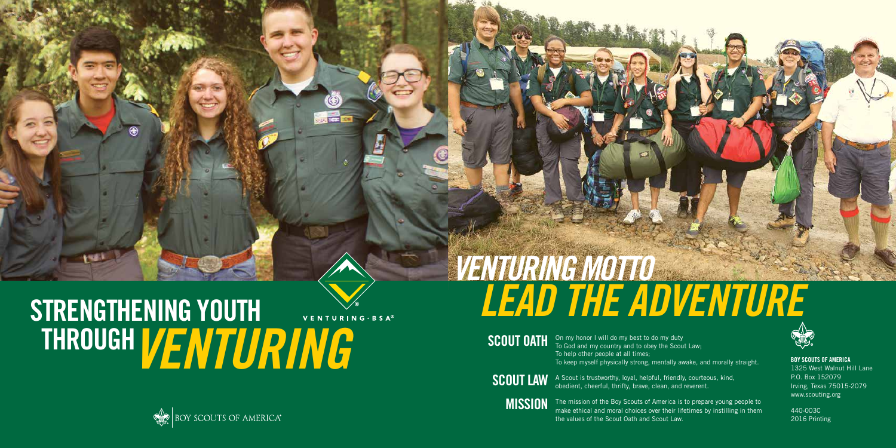# STRENGTHENING YOUTH THROUGH *VENTURING*

VENTURING · BSA®

BOY SCOUTS OF AMERICA®

## VENTURING MOTTO

## *LEAD THE ADVENTURE*

**SCOUT OATH** On my honor I will do my best to do my duty
To God and my country and to obey the Scout Law;
To help other people at all times;
To keep myself physically strong, mentally awake, and morally straight.

**SCOUT LAW** A Scout is trustworthy, loyal, helpful, friendly, courteous, kind, obedient, cheerful, thrifty, brave, clean, and reverent.

**MISSION** The mission of the Boy Scouts of America is to prepare young people to make ethical and moral choices over their lifetimes by instilling in them the values of the Scout Oath and Scout Law.

**BOY SCOUTS OF AMERICA**
1325 West Walnut Hill Lane
P.O. Box 152079
Irving, Texas 75015-2079
www.scouting.org

440-003C
2016 Printing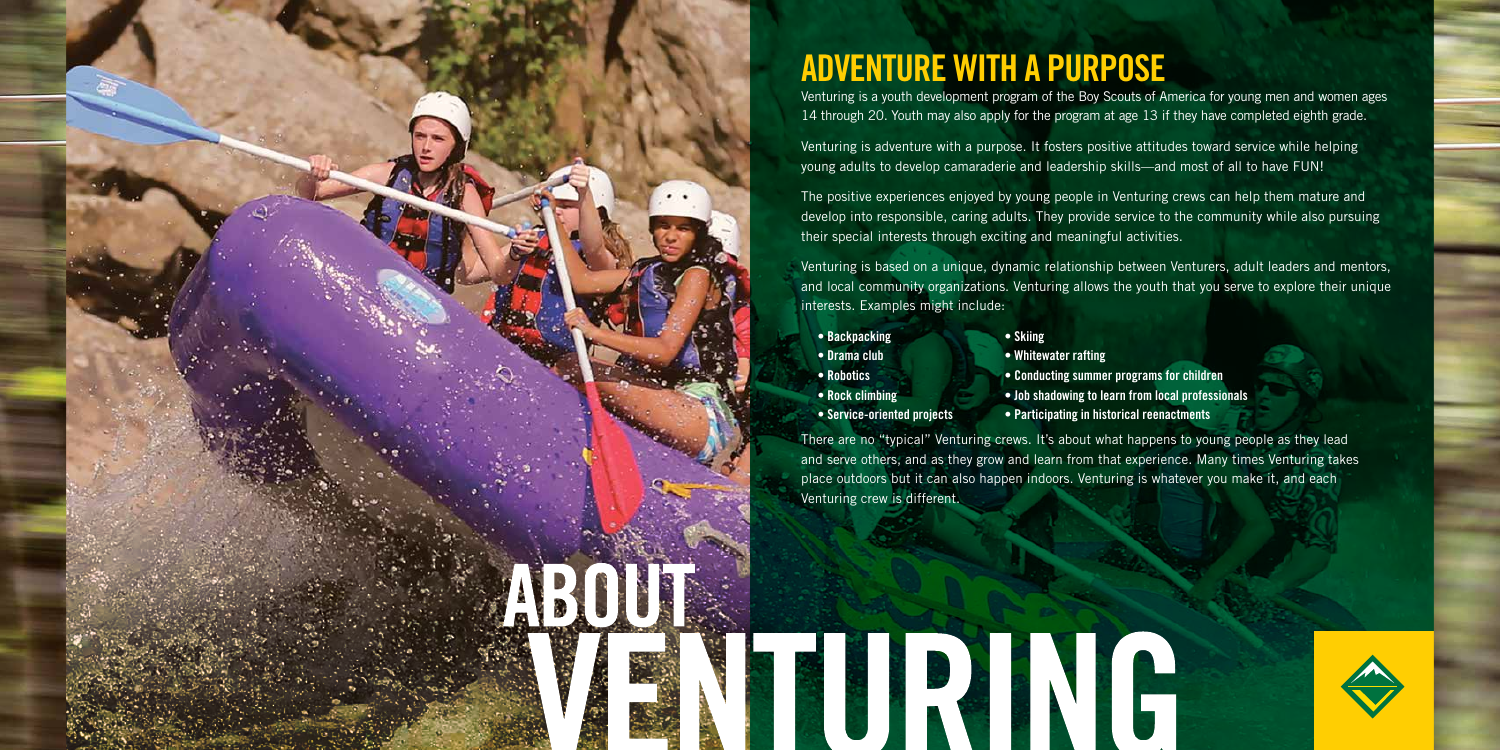# ABOUT VENTURING

## ADVENTURE WITH A PURPOSE

Venturing is a youth development program of the Boy Scouts of America for young men and women ages 14 through 20. Youth may also apply for the program at age 13 if they have completed eighth grade.

Venturing is adventure with a purpose. It fosters positive attitudes toward service while helping young adults to develop camaraderie and leadership skills—and most of all to have FUN!

The positive experiences enjoyed by young people in Venturing crews can help them mature and develop into responsible, caring adults. They provide service to the community while also pursuing their special interests through exciting and meaningful activities.

Venturing is based on a unique, dynamic relationship between Venturers, adult leaders and mentors, and local community organizations. Venturing allows the youth that you serve to explore their unique interests. Examples might include:

- **Backpacking**
- **Drama club**
- **Robotics**
- **Rock climbing**
- **Service-oriented projects**
- **Skiing**
- **Whitewater rafting**
- **Conducting summer programs for children**
- **Job shadowing to learn from local professionals**
- **Participating in historical reenactments**

There are no "typical" Venturing crews. It's about what happens to young people as they lead and serve others, and as they grow and learn from that experience. Many times Venturing takes place outdoors but it can also happen indoors. Venturing is whatever you make it, and each Venturing crew is different.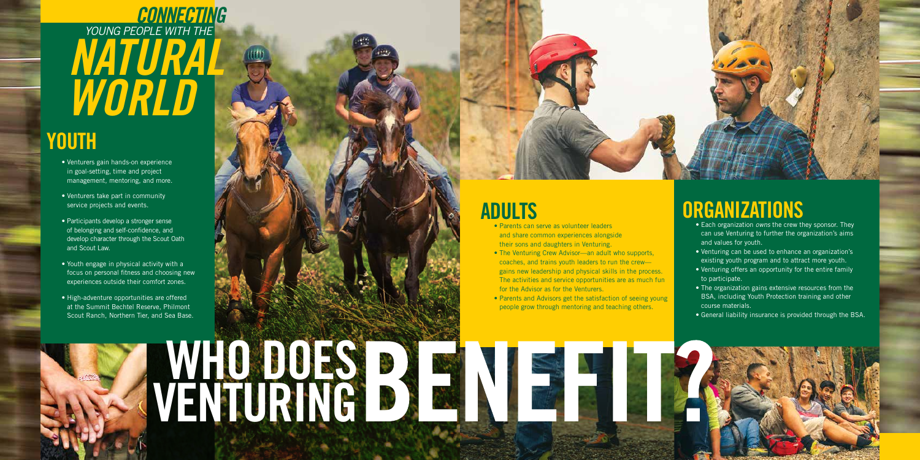# *CONNECTING YOUNG PEOPLE WITH THE NATURAL WORLD*

## YOUTH

- Venturers gain hands-on experience in goal-setting, time and project management, mentoring, and more.
- Venturers take part in community service projects and events.
- Participants develop a stronger sense of belonging and self-confidence, and develop character through the Scout Oath and Scout Law.
- Youth engage in physical activity with a focus on personal fitness and choosing new experiences outside their comfort zones.
- High-adventure opportunities are offered at the Summit Bechtel Reserve, Philmont Scout Ranch, Northern Tier, and Sea Base.

## ADULTS

- Parents can serve as volunteer leaders and share common experiences alongside their sons and daughters in Venturing.
- The Venturing Crew Advisor—an adult who supports, coaches, and trains youth leaders to run the crew—gains new leadership and physical skills in the process. The activities and service opportunities are as much fun for the Advisor as for the Venturers.
- Parents and Advisors get the satisfaction of seeing young people grow through mentoring and teaching others.

## ORGANIZATIONS

- Each organization *owns* the crew they sponsor. They can use Venturing to further the organization's aims and values for youth.
- Venturing can be used to enhance an organization's existing youth program and to attract more youth.
- Venturing offers an opportunity for the entire family to participate.
- The organization gains extensive resources from the BSA, including Youth Protection training and other course materials.
- General liability insurance is provided through the BSA.

# WHO DOES VENTURING BENEFIT?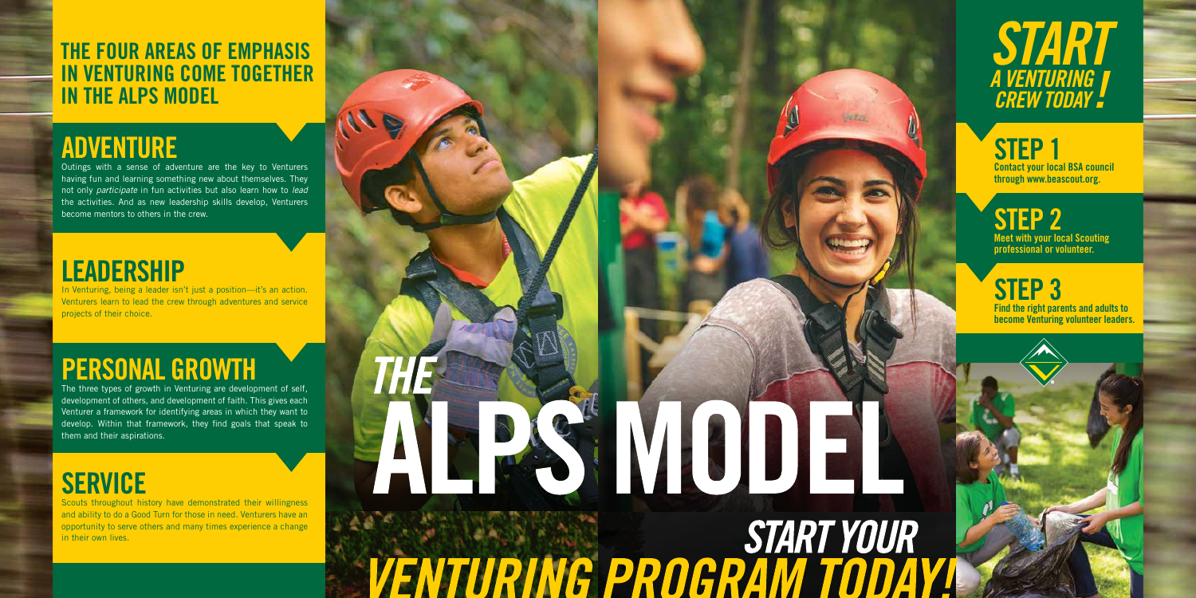## THE FOUR AREAS OF EMPHASIS IN VENTURING COME TOGETHER IN THE ALPS MODEL

## ADVENTURE

Outings with a sense of adventure are the key to Venturers having fun and learning something new about themselves. They not only *participate* in fun activities but also learn how to *lead* the activities. And as new leadership skills develop, Venturers become mentors to others in the crew.

## LEADERSHIP

In Venturing, being a leader isn't just a position—it's an action. Venturers learn to lead the crew through adventures and service projects of their choice.

## PERSONAL GROWTH

The three types of growth in Venturing are development of self, development of others, and development of faith. This gives each Venturer a framework for identifying areas in which they want to develop. Within that framework, they find goals that speak to them and their aspirations.

## SERVICE

Scouts throughout history have demonstrated their willingness and ability to do a Good Turn for those in need. Venturers have an opportunity to serve others and many times experience a change in their own lives.

# *THE* ALPS MODEL

## *START YOUR VENTURING PROGRAM TODAY!*

## *START A VENTURING CREW TODAY!*

### STEP 1
**Contact your local BSA council through www.beascout.org.**

### STEP 2
**Meet with your local Scouting professional or volunteer.**

### STEP 3
**Find the right parents and adults to become Venturing volunteer leaders.**